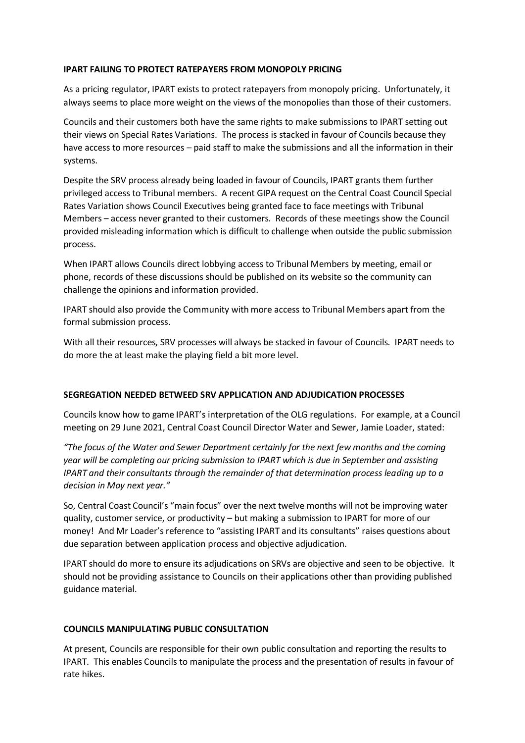**IPART FAILING TO PROTECT RATEPAYERS FROM MONOPOLY PRICING**

As a pricing regulator, IPART exists to protect ratepayers from monopoly pricing. Unfortunately, it always seems to place more weight on the views of the monopolies than those of their customers.

Councils and their customers both have the same rights to make submissions to IPART setting out their views on Special Rates Variations. The process is stacked in favour of Councils because they have access to more resources – paid staff to make the submissions and all the information in their systems.

Despite the SRV process already being loaded in favour of Councils, IPART grants them further privileged access to Tribunal members. A recent GIPA request on the Central Coast Council Special Rates Variation shows Council Executives being granted face to face meetings with Tribunal Members – access never granted to their customers. Records of these meetings show the Council provided misleading information which is difficult to challenge when outside the public submission process.

When IPART allows Councils direct lobbying access to Tribunal Members by meeting, email or phone, records of these discussions should be published on its website so the community can challenge the opinions and information provided.

IPART should also provide the Community with more access to Tribunal Members apart from the formal submission process.

With all their resources, SRV processes will always be stacked in favour of Councils. IPART needs to do more the at least make the playing field a bit more level.

**SEGREGATION NEEDED BETWEED SRV APPLICATION AND ADJUDICATION PROCESSES**

Councils know how to game IPART's interpretation of the OLG regulations. For example, at a Council meeting on 29 June 2021, Central Coast Council Director Water and Sewer, Jamie Loader, stated:

*"The focus of the Water and Sewer Department certainly for the next few months and the coming year will be completing our pricing submission to IPART which is due in September and assisting IPART and their consultants through the remainder of that determination process leading up to a decision in May next year."*

So, Central Coast Council's "main focus" over the next twelve months will not be improving water quality, customer service, or productivity – but making a submission to IPART for more of our money! And Mr Loader's reference to "assisting IPART and its consultants" raises questions about due separation between application process and objective adjudication.

IPART should do more to ensure its adjudications on SRVs are objective and seen to be objective. It should not be providing assistance to Councils on their applications other than providing published guidance material.

**COUNCILS MANIPULATING PUBLIC CONSULTATION**

At present, Councils are responsible for their own public consultation and reporting the results to IPART. This enables Councils to manipulate the process and the presentation of results in favour of rate hikes.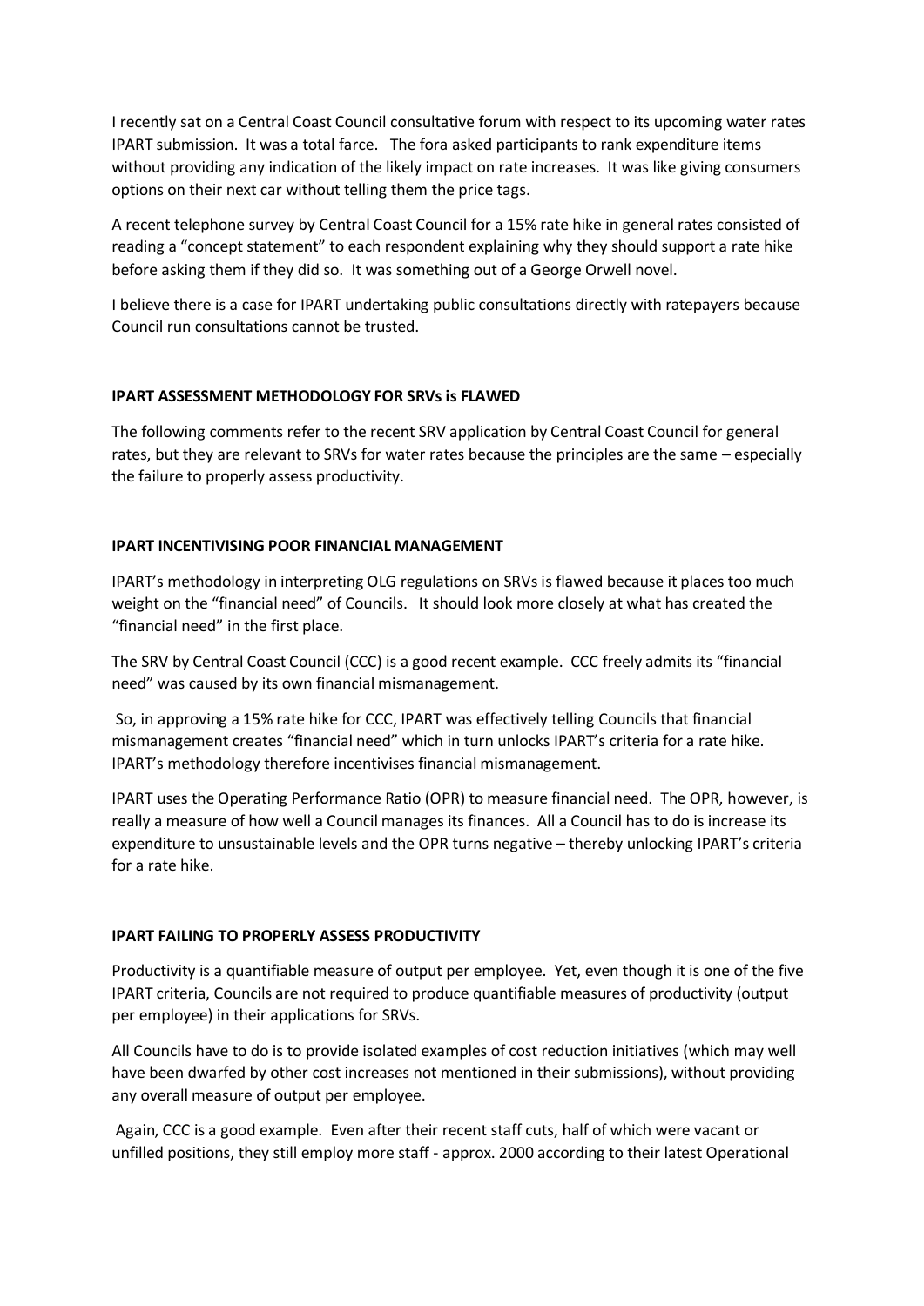I recently sat on a Central Coast Council consultative forum with respect to its upcoming water rates IPART submission. It was a total farce. The fora asked participants to rank expenditure items without providing any indication of the likely impact on rate increases. It was like giving consumers options on their next car without telling them the price tags.

A recent telephone survey by Central Coast Council for a 15% rate hike in general rates consisted of reading a "concept statement" to each respondent explaining why they should support a rate hike before asking them if they did so. It was something out of a George Orwell novel.

I believe there is a case for IPART undertaking public consultations directly with ratepayers because Council run consultations cannot be trusted.

**IPART ASSESSMENT METHODOLOGY FOR SRVs is FLAWED**

The following comments refer to the recent SRV application by Central Coast Council for general rates, but they are relevant to SRVs for water rates because the principles are the same – especially the failure to properly assess productivity.

**IPART INCENTIVISING POOR FINANCIAL MANAGEMENT**

IPART's methodology in interpreting OLG regulations on SRVs is flawed because it places too much weight on the "financial need" of Councils. It should look more closely at what has created the "financial need" in the first place.

The SRV by Central Coast Council (CCC) is a good recent example. CCC freely admits its "financial need" was caused by its own financial mismanagement.

So, in approving a 15% rate hike for CCC, IPART was effectively telling Councils that financial mismanagement creates "financial need" which in turn unlocks IPART's criteria for a rate hike. IPART's methodology therefore incentivises financial mismanagement.

IPART uses the Operating Performance Ratio (OPR) to measure financial need. The OPR, however, is really a measure of how well a Council manages its finances. All a Council has to do is increase its expenditure to unsustainable levels and the OPR turns negative – thereby unlocking IPART's criteria for a rate hike.

**IPART FAILING TO PROPERLY ASSESS PRODUCTIVITY**

Productivity is a quantifiable measure of output per employee. Yet, even though it is one of the five IPART criteria, Councils are not required to produce quantifiable measures of productivity (output per employee) in their applications for SRVs.

All Councils have to do is to provide isolated examples of cost reduction initiatives (which may well have been dwarfed by other cost increases not mentioned in their submissions), without providing any overall measure of output per employee.

Again, CCC is a good example. Even after their recent staff cuts, half of which were vacant or unfilled positions, they still employ more staff - approx. 2000 according to their latest Operational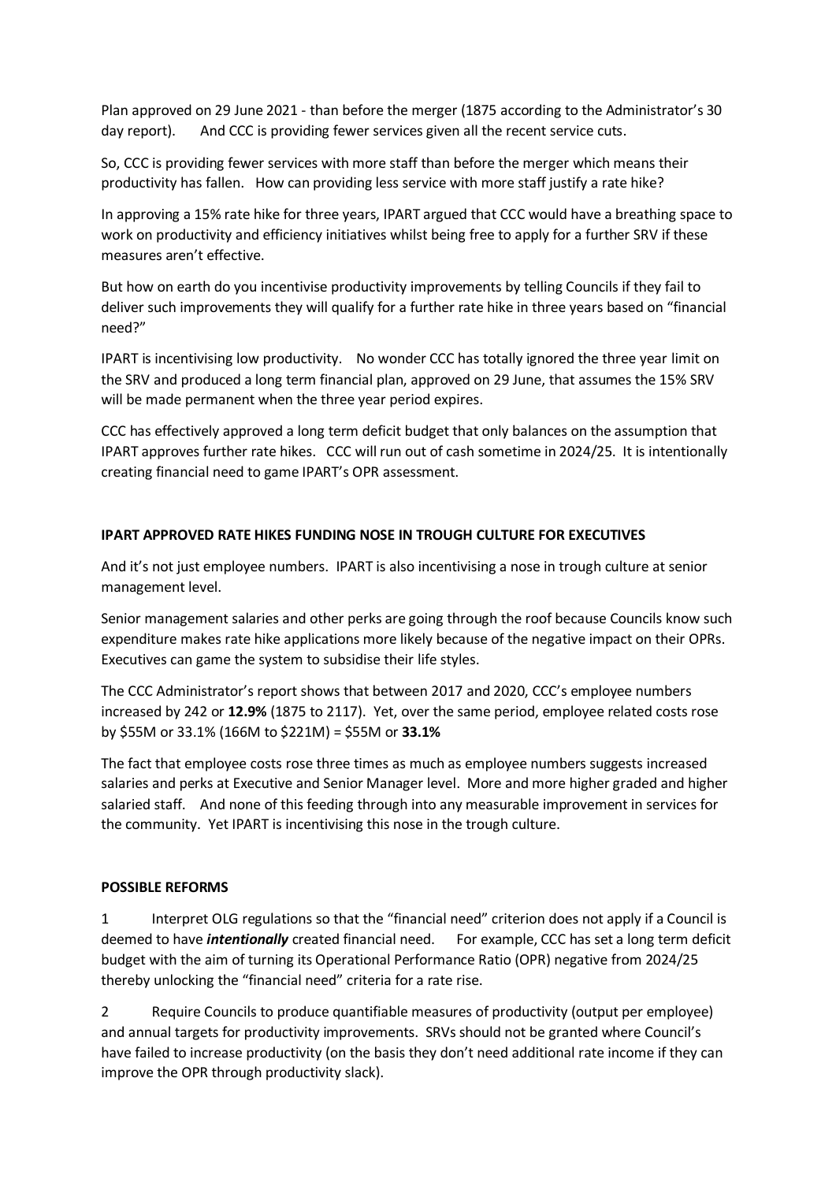Plan approved on 29 June 2021 - than before the merger (1875 according to the Administrator's 30 day report). And CCC is providing fewer services given all the recent service cuts.

So, CCC is providing fewer services with more staff than before the merger which means their productivity has fallen. How can providing less service with more staff justify a rate hike?

In approving a 15% rate hike for three years, IPART argued that CCC would have a breathing space to work on productivity and efficiency initiatives whilst being free to apply for a further SRV if these measures aren't effective.

But how on earth do you incentivise productivity improvements by telling Councils if they fail to deliver such improvements they will qualify for a further rate hike in three years based on "financial need?"

IPART is incentivising low productivity. No wonder CCC has totally ignored the three year limit on the SRV and produced a long term financial plan, approved on 29 June, that assumes the 15% SRV will be made permanent when the three year period expires.

CCC has effectively approved a long term deficit budget that only balances on the assumption that IPART approves further rate hikes. CCC will run out of cash sometime in 2024/25. It is intentionally creating financial need to game IPART's OPR assessment.

**IPART APPROVED RATE HIKES FUNDING NOSE IN TROUGH CULTURE FOR EXECUTIVES**

And it's not just employee numbers. IPART is also incentivising a nose in trough culture at senior management level.

Senior management salaries and other perks are going through the roof because Councils know such expenditure makes rate hike applications more likely because of the negative impact on their OPRs. Executives can game the system to subsidise their life styles.

The CCC Administrator's report shows that between 2017 and 2020, CCC's employee numbers increased by 242 or **12.9%** (1875 to 2117). Yet, over the same period, employee related costs rose by $55M or 33.1% (166M to $221M) = $55M or **33.1%**

The fact that employee costs rose three times as much as employee numbers suggests increased salaries and perks at Executive and Senior Manager level. More and more higher graded and higher salaried staff. And none of this feeding through into any measurable improvement in services for the community. Yet IPART is incentivising this nose in the trough culture.

**POSSIBLE REFORMS**

1 Interpret OLG regulations so that the "financial need" criterion does not apply if a Council is deemed to have ***intentionally*** created financial need. For example, CCC has set a long term deficit budget with the aim of turning its Operational Performance Ratio (OPR) negative from 2024/25 thereby unlocking the "financial need" criteria for a rate rise.

2 Require Councils to produce quantifiable measures of productivity (output per employee) and annual targets for productivity improvements. SRVs should not be granted where Council's have failed to increase productivity (on the basis they don't need additional rate income if they can improve the OPR through productivity slack).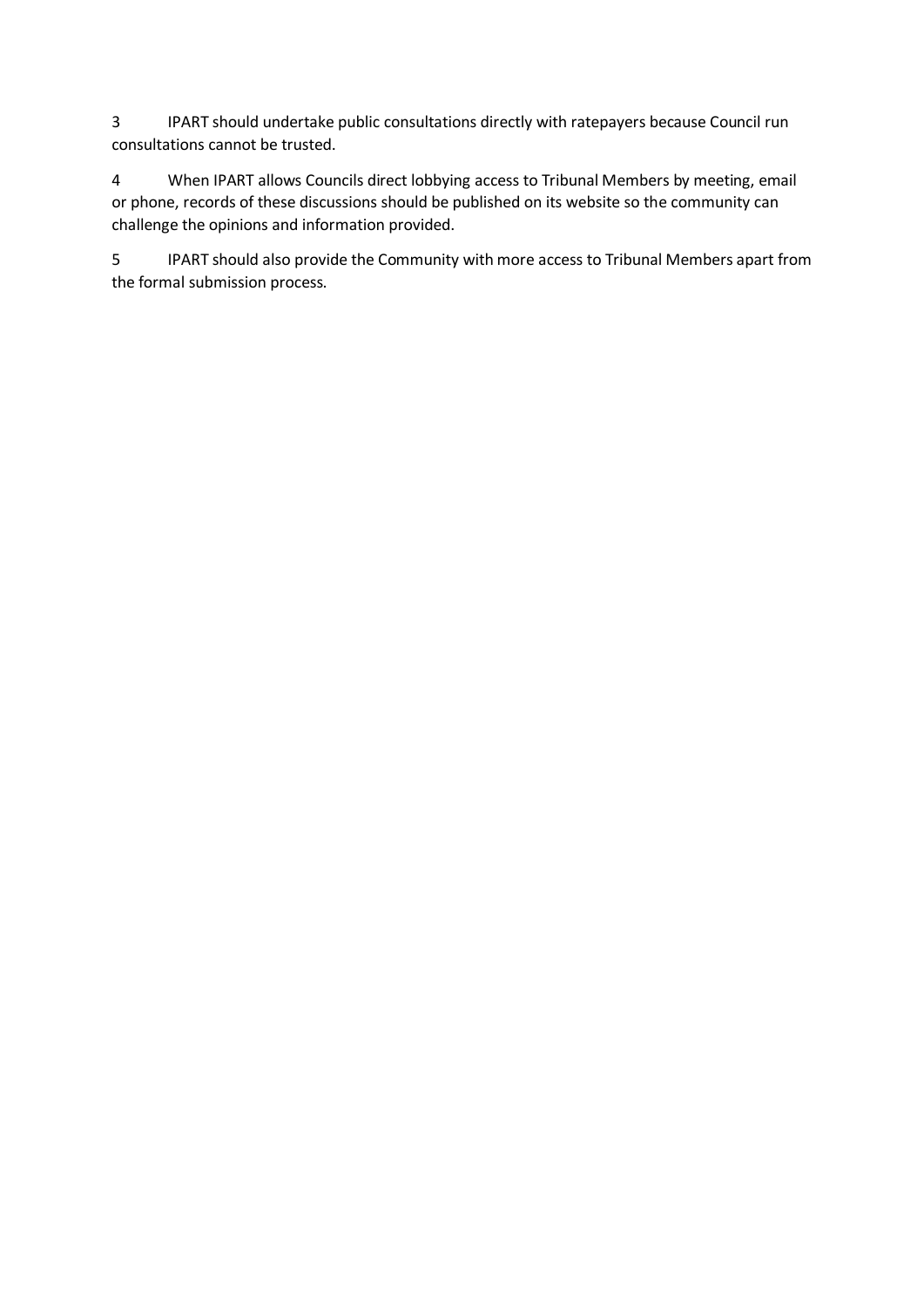3 IPART should undertake public consultations directly with ratepayers because Council run consultations cannot be trusted.

4 When IPART allows Councils direct lobbying access to Tribunal Members by meeting, email or phone, records of these discussions should be published on its website so the community can challenge the opinions and information provided.

5 IPART should also provide the Community with more access to Tribunal Members apart from the formal submission process.